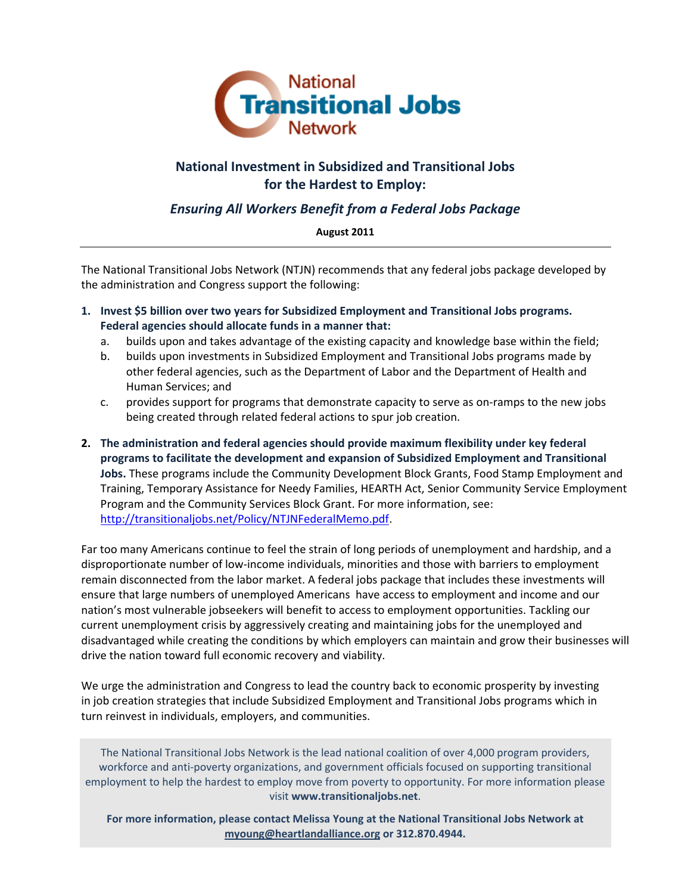National Transitional Jobs Network

# National Investment in Subsidized and Transitional Jobs for the Hardest to Employ:

## *Ensuring All Workers Benefit from a Federal Jobs Package*

**August 2011**

---

The National Transitional Jobs Network (NTJN) recommends that any federal jobs package developed by the administration and Congress support the following:

1. **Invest $5 billion over two years for Subsidized Employment and Transitional Jobs programs. Federal agencies should allocate funds in a manner that:**
   a. builds upon and takes advantage of the existing capacity and knowledge base within the field;
   b. builds upon investments in Subsidized Employment and Transitional Jobs programs made by other federal agencies, such as the Department of Labor and the Department of Health and Human Services; and
   c. provides support for programs that demonstrate capacity to serve as on-ramps to the new jobs being created through related federal actions to spur job creation.

2. **The administration and federal agencies should provide maximum flexibility under key federal programs to facilitate the development and expansion of Subsidized Employment and Transitional Jobs.** These programs include the Community Development Block Grants, Food Stamp Employment and Training, Temporary Assistance for Needy Families, HEARTH Act, Senior Community Service Employment Program and the Community Services Block Grant. For more information, see: http://transitionaljobs.net/Policy/NTJNFederalMemo.pdf.

Far too many Americans continue to feel the strain of long periods of unemployment and hardship, and a disproportionate number of low-income individuals, minorities and those with barriers to employment remain disconnected from the labor market. A federal jobs package that includes these investments will ensure that large numbers of unemployed Americans have access to employment and income and our nation's most vulnerable jobseekers will benefit to access to employment opportunities. Tackling our current unemployment crisis by aggressively creating and maintaining jobs for the unemployed and disadvantaged while creating the conditions by which employers can maintain and grow their businesses will drive the nation toward full economic recovery and viability.

We urge the administration and Congress to lead the country back to economic prosperity by investing in job creation strategies that include Subsidized Employment and Transitional Jobs programs which in turn reinvest in individuals, employers, and communities.

The National Transitional Jobs Network is the lead national coalition of over 4,000 program providers, workforce and anti-poverty organizations, and government officials focused on supporting transitional employment to help the hardest to employ move from poverty to opportunity. For more information please visit **www.transitionaljobs.net**.

**For more information, please contact Melissa Young at the National Transitional Jobs Network at myoung@heartlandalliance.org or 312.870.4944.**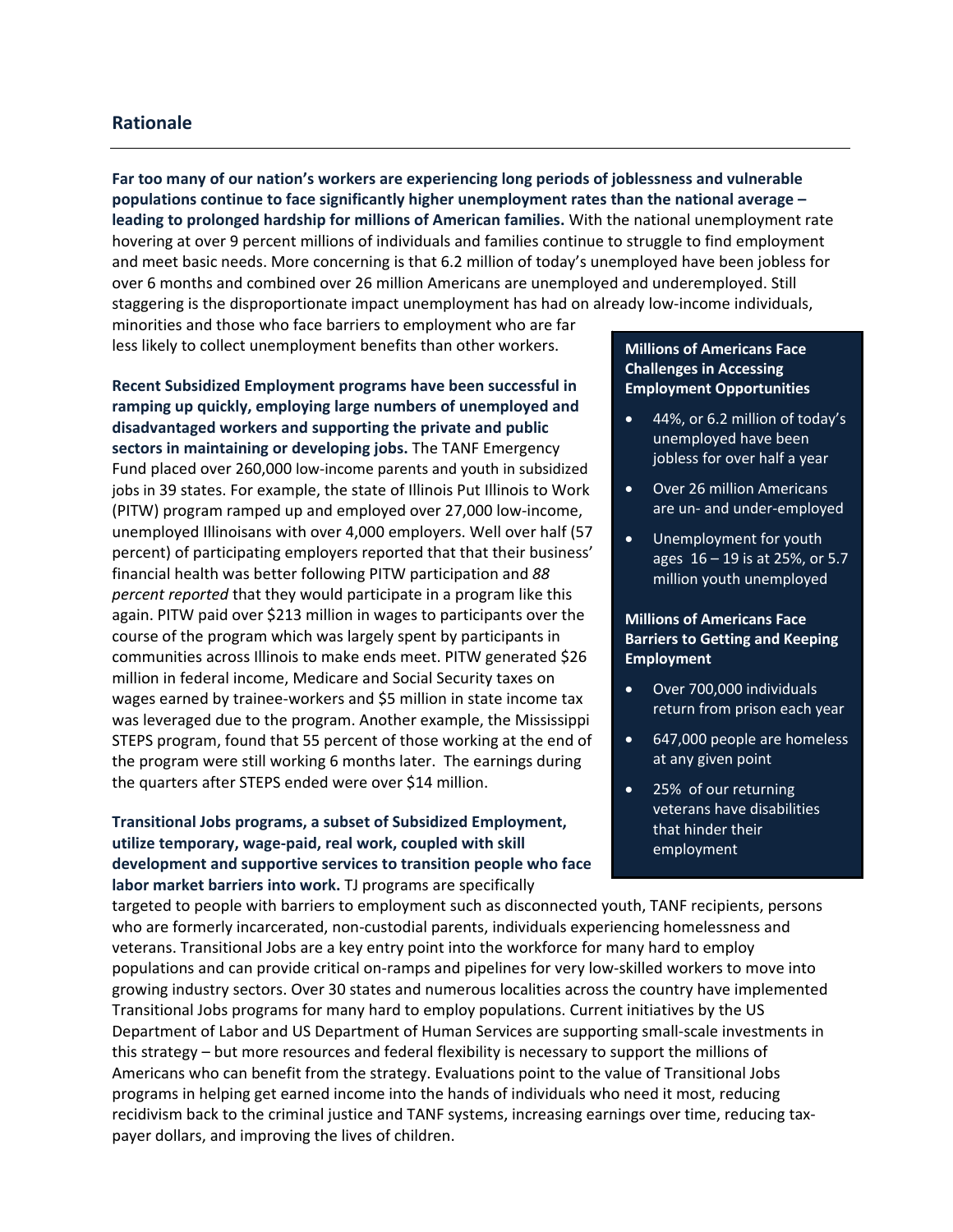## Rationale

**Far too many of our nation's workers are experiencing long periods of joblessness and vulnerable populations continue to face significantly higher unemployment rates than the national average – leading to prolonged hardship for millions of American families.** With the national unemployment rate hovering at over 9 percent millions of individuals and families continue to struggle to find employment and meet basic needs. More concerning is that 6.2 million of today's unemployed have been jobless for over 6 months and combined over 26 million Americans are unemployed and underemployed. Still staggering is the disproportionate impact unemployment has had on already low-income individuals, minorities and those who face barriers to employment who are far less likely to collect unemployment benefits than other workers.

**Recent Subsidized Employment programs have been successful in ramping up quickly, employing large numbers of unemployed and disadvantaged workers and supporting the private and public sectors in maintaining or developing jobs.** The TANF Emergency Fund placed over 260,000 low-income parents and youth in subsidized jobs in 39 states. For example, the state of Illinois Put Illinois to Work (PITW) program ramped up and employed over 27,000 low-income, unemployed Illinoisans with over 4,000 employers. Well over half (57 percent) of participating employers reported that that their business' financial health was better following PITW participation and *88 percent reported* that they would participate in a program like this again. PITW paid over $213 million in wages to participants over the course of the program which was largely spent by participants in communities across Illinois to make ends meet. PITW generated $26 million in federal income, Medicare and Social Security taxes on wages earned by trainee-workers and $5 million in state income tax was leveraged due to the program. Another example, the Mississippi STEPS program, found that 55 percent of those working at the end of the program were still working 6 months later. The earnings during the quarters after STEPS ended were over $14 million.

**Transitional Jobs programs, a subset of Subsidized Employment, utilize temporary, wage-paid, real work, coupled with skill development and supportive services to transition people who face labor market barriers into work.** TJ programs are specifically targeted to people with barriers to employment such as disconnected youth, TANF recipients, persons who are formerly incarcerated, non-custodial parents, individuals experiencing homelessness and veterans. Transitional Jobs are a key entry point into the workforce for many hard to employ populations and can provide critical on-ramps and pipelines for very low-skilled workers to move into growing industry sectors. Over 30 states and numerous localities across the country have implemented Transitional Jobs programs for many hard to employ populations. Current initiatives by the US Department of Labor and US Department of Human Services are supporting small-scale investments in this strategy – but more resources and federal flexibility is necessary to support the millions of Americans who can benefit from the strategy. Evaluations point to the value of Transitional Jobs programs in helping get earned income into the hands of individuals who need it most, reducing recidivism back to the criminal justice and TANF systems, increasing earnings over time, reducing tax-payer dollars, and improving the lives of children.

**Millions of Americans Face Challenges in Accessing Employment Opportunities**

- 44%, or 6.2 million of today's unemployed have been jobless for over half a year
- Over 26 million Americans are un- and under-employed
- Unemployment for youth ages 16 – 19 is at 25%, or 5.7 million youth unemployed

**Millions of Americans Face Barriers to Getting and Keeping Employment**

- Over 700,000 individuals return from prison each year
- 647,000 people are homeless at any given point
- 25% of our returning veterans have disabilities that hinder their employment